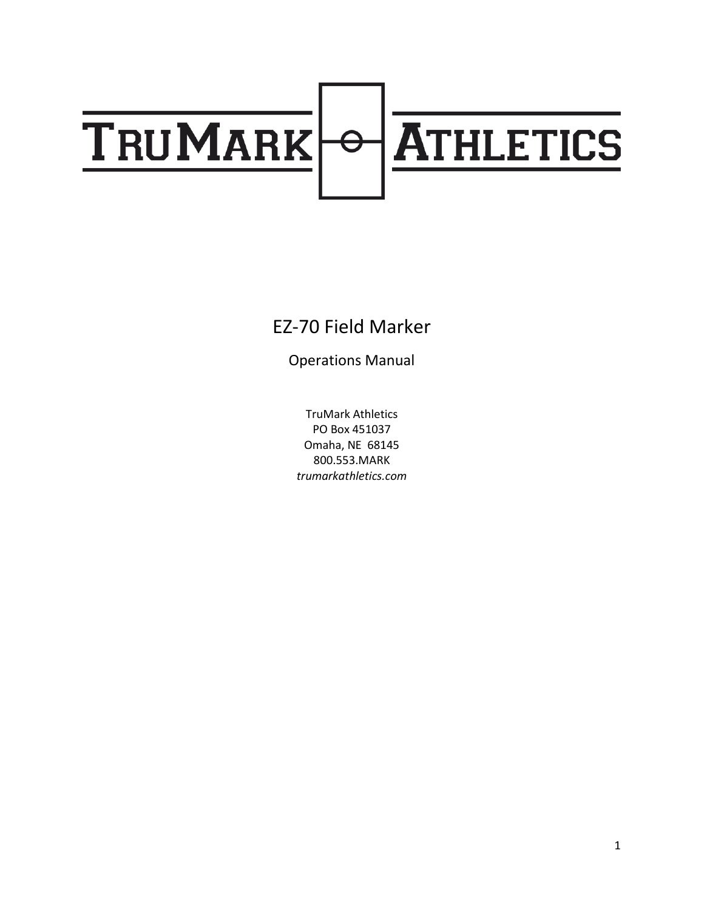# TruMark Athletics

## EZ-70 Field Marker

Operations Manual

TruMark Athletics
PO Box 451037
Omaha, NE 68145
800.553.MARK
*trumarkathletics.com*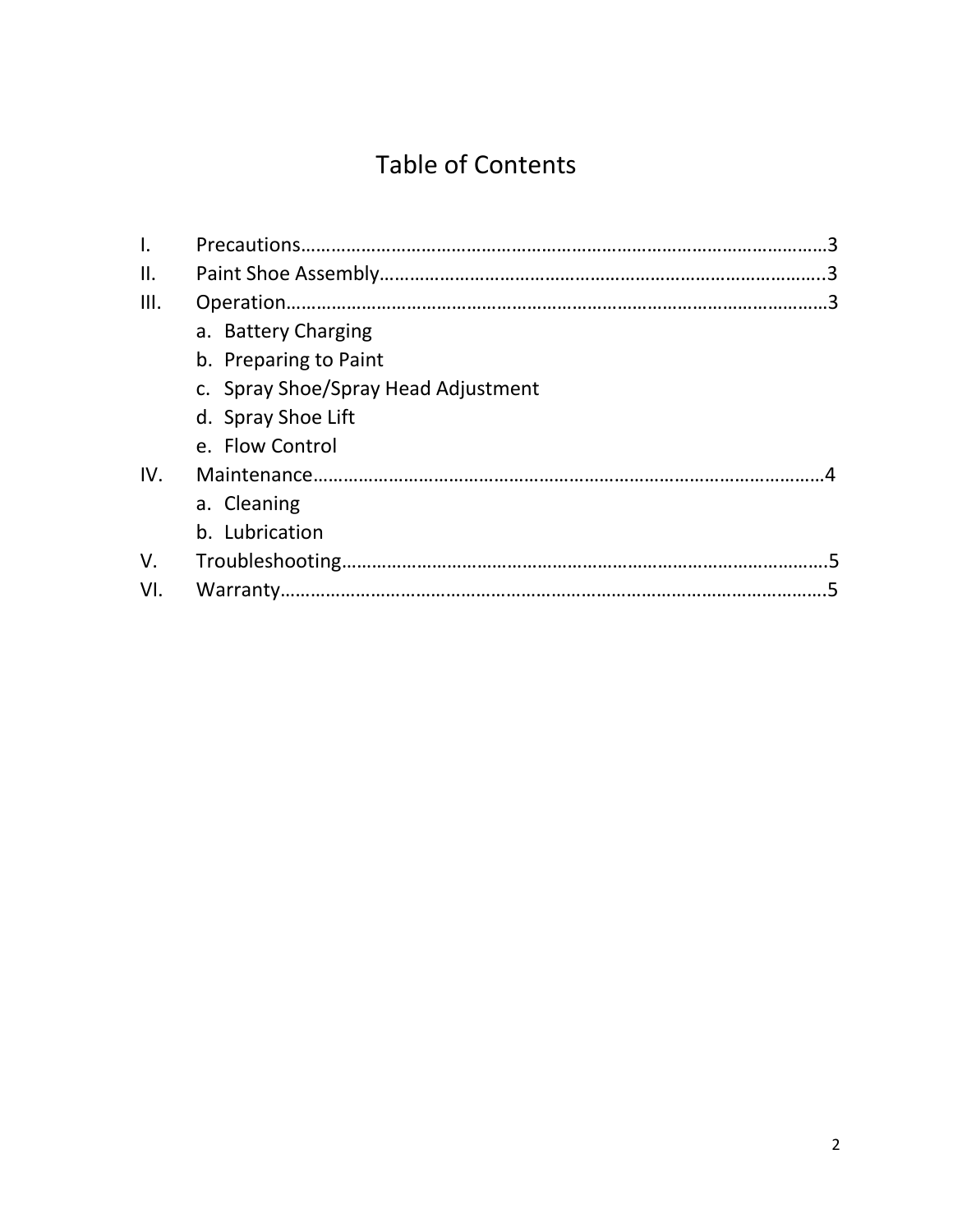# Table of Contents

I. Precautions……………………………………………………………………………………………3

II. Paint Shoe Assembly…………………………………………………………………………….3

III. Operation………………………………………………………………………………………………3

  a. Battery Charging
  b. Preparing to Paint
  c. Spray Shoe/Spray Head Adjustment
  d. Spray Shoe Lift
  e. Flow Control

IV. Maintenance…………………………………………………………………………………………4

  a. Cleaning
  b. Lubrication

V. Troubleshooting……………………………………………………………………………………5

VI. Warranty……………………………………………………………………………………………….5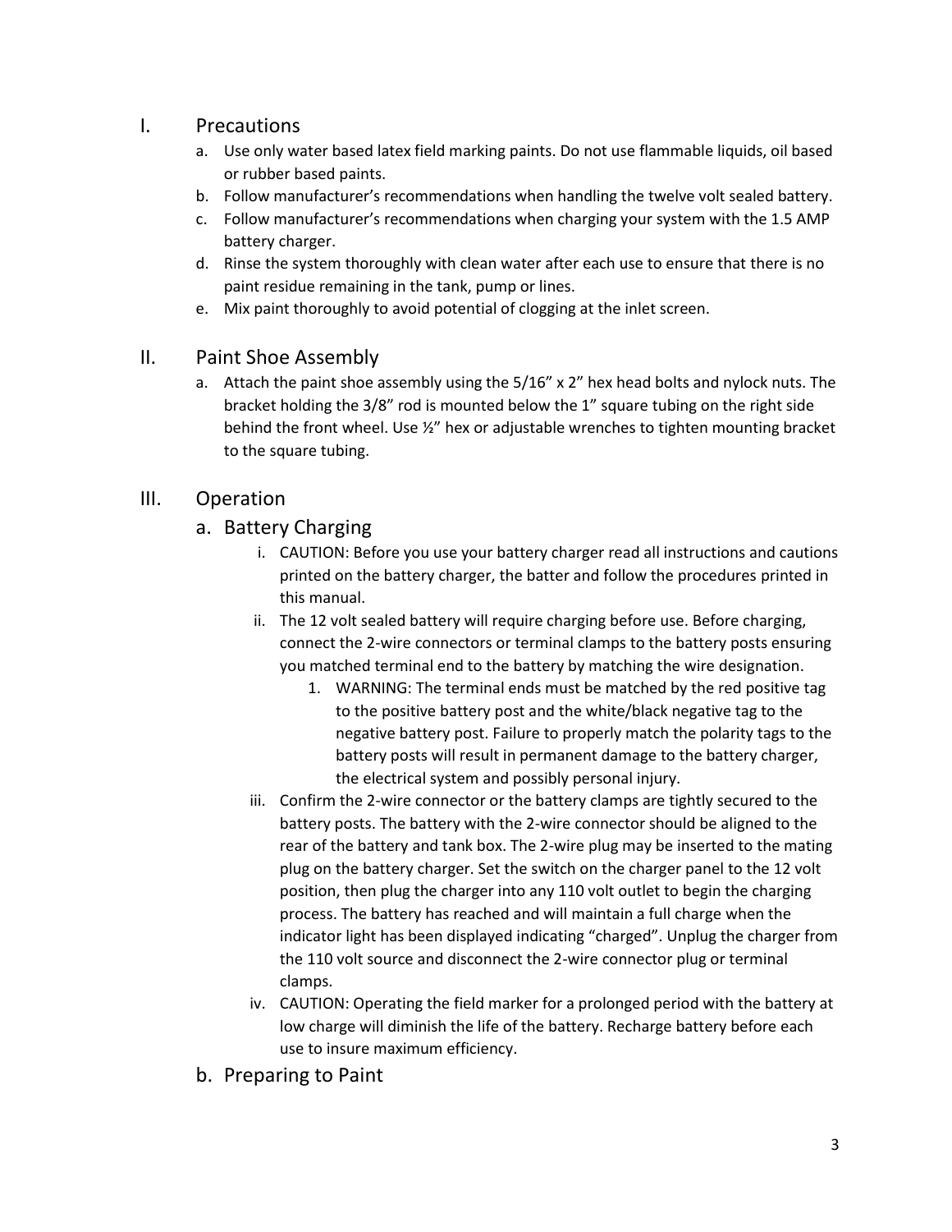# I. Precautions

a. Use only water based latex field marking paints. Do not use flammable liquids, oil based or rubber based paints.
b. Follow manufacturer's recommendations when handling the twelve volt sealed battery.
c. Follow manufacturer's recommendations when charging your system with the 1.5 AMP battery charger.
d. Rinse the system thoroughly with clean water after each use to ensure that there is no paint residue remaining in the tank, pump or lines.
e. Mix paint thoroughly to avoid potential of clogging at the inlet screen.

# II. Paint Shoe Assembly

a. Attach the paint shoe assembly using the 5/16" x 2" hex head bolts and nylock nuts. The bracket holding the 3/8" rod is mounted below the 1" square tubing on the right side behind the front wheel. Use ½" hex or adjustable wrenches to tighten mounting bracket to the square tubing.

# III. Operation

## a. Battery Charging

i. CAUTION: Before you use your battery charger read all instructions and cautions printed on the battery charger, the batter and follow the procedures printed in this manual.

ii. The 12 volt sealed battery will require charging before use. Before charging, connect the 2-wire connectors or terminal clamps to the battery posts ensuring you matched terminal end to the battery by matching the wire designation.

   1. WARNING: The terminal ends must be matched by the red positive tag to the positive battery post and the white/black negative tag to the negative battery post. Failure to properly match the polarity tags to the battery posts will result in permanent damage to the battery charger, the electrical system and possibly personal injury.

iii. Confirm the 2-wire connector or the battery clamps are tightly secured to the battery posts. The battery with the 2-wire connector should be aligned to the rear of the battery and tank box. The 2-wire plug may be inserted to the mating plug on the battery charger. Set the switch on the charger panel to the 12 volt position, then plug the charger into any 110 volt outlet to begin the charging process. The battery has reached and will maintain a full charge when the indicator light has been displayed indicating "charged". Unplug the charger from the 110 volt source and disconnect the 2-wire connector plug or terminal clamps.

iv. CAUTION: Operating the field marker for a prolonged period with the battery at low charge will diminish the life of the battery. Recharge battery before each use to insure maximum efficiency.

## b. Preparing to Paint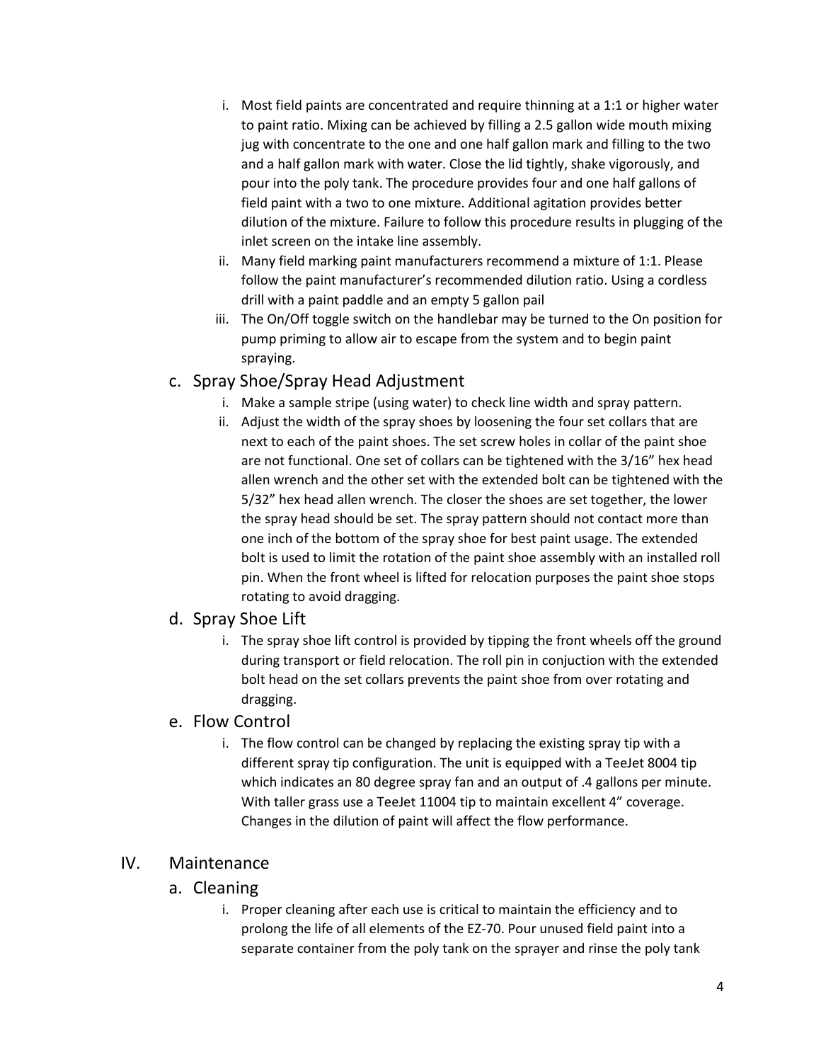i. Most field paints are concentrated and require thinning at a 1:1 or higher water to paint ratio. Mixing can be achieved by filling a 2.5 gallon wide mouth mixing jug with concentrate to the one and one half gallon mark and filling to the two and a half gallon mark with water. Close the lid tightly, shake vigorously, and pour into the poly tank. The procedure provides four and one half gallons of field paint with a two to one mixture. Additional agitation provides better dilution of the mixture. Failure to follow this procedure results in plugging of the inlet screen on the intake line assembly.

ii. Many field marking paint manufacturers recommend a mixture of 1:1. Please follow the paint manufacturer's recommended dilution ratio. Using a cordless drill with a paint paddle and an empty 5 gallon pail

iii. The On/Off toggle switch on the handlebar may be turned to the On position for pump priming to allow air to escape from the system and to begin paint spraying.

### c. Spray Shoe/Spray Head Adjustment

i. Make a sample stripe (using water) to check line width and spray pattern.

ii. Adjust the width of the spray shoes by loosening the four set collars that are next to each of the paint shoes. The set screw holes in collar of the paint shoe are not functional. One set of collars can be tightened with the 3/16" hex head allen wrench and the other set with the extended bolt can be tightened with the 5/32" hex head allen wrench. The closer the shoes are set together, the lower the spray head should be set. The spray pattern should not contact more than one inch of the bottom of the spray shoe for best paint usage. The extended bolt is used to limit the rotation of the paint shoe assembly with an installed roll pin. When the front wheel is lifted for relocation purposes the paint shoe stops rotating to avoid dragging.

### d. Spray Shoe Lift

i. The spray shoe lift control is provided by tipping the front wheels off the ground during transport or field relocation. The roll pin in conjuction with the extended bolt head on the set collars prevents the paint shoe from over rotating and dragging.

### e. Flow Control

i. The flow control can be changed by replacing the existing spray tip with a different spray tip configuration. The unit is equipped with a TeeJet 8004 tip which indicates an 80 degree spray fan and an output of .4 gallons per minute. With taller grass use a TeeJet 11004 tip to maintain excellent 4" coverage. Changes in the dilution of paint will affect the flow performance.

## IV. Maintenance

### a. Cleaning

i. Proper cleaning after each use is critical to maintain the efficiency and to prolong the life of all elements of the EZ-70. Pour unused field paint into a separate container from the poly tank on the sprayer and rinse the poly tank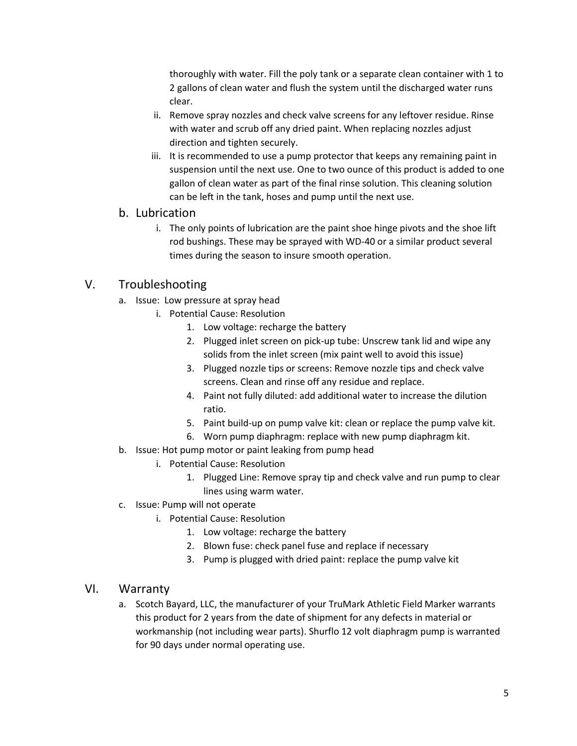thoroughly with water. Fill the poly tank or a separate clean container with 1 to 2 gallons of clean water and flush the system until the discharged water runs clear.

ii. Remove spray nozzles and check valve screens for any leftover residue. Rinse with water and scrub off any dried paint. When replacing nozzles adjust direction and tighten securely.

iii. It is recommended to use a pump protector that keeps any remaining paint in suspension until the next use. One to two ounce of this product is added to one gallon of clean water as part of the final rinse solution. This cleaning solution can be left in the tank, hoses and pump until the next use.

### b. Lubrication

i. The only points of lubrication are the paint shoe hinge pivots and the shoe lift rod bushings. These may be sprayed with WD-40 or a similar product several times during the season to insure smooth operation.

## V. Troubleshooting

a. Issue: Low pressure at spray head

- i. Potential Cause: Resolution
    1. Low voltage: recharge the battery
    2. Plugged inlet screen on pick-up tube: Unscrew tank lid and wipe any solids from the inlet screen (mix paint well to avoid this issue)
    3. Plugged nozzle tips or screens: Remove nozzle tips and check valve screens. Clean and rinse off any residue and replace.
    4. Paint not fully diluted: add additional water to increase the dilution ratio.
    5. Paint build-up on pump valve kit: clean or replace the pump valve kit.
    6. Worn pump diaphragm: replace with new pump diaphragm kit.

b. Issue: Hot pump motor or paint leaking from pump head

- i. Potential Cause: Resolution
    1. Plugged Line: Remove spray tip and check valve and run pump to clear lines using warm water.

c. Issue: Pump will not operate

- i. Potential Cause: Resolution
    1. Low voltage: recharge the battery
    2. Blown fuse: check panel fuse and replace if necessary
    3. Pump is plugged with dried paint: replace the pump valve kit

## VI. Warranty

a. Scotch Bayard, LLC, the manufacturer of your TruMark Athletic Field Marker warrants this product for 2 years from the date of shipment for any defects in material or workmanship (not including wear parts). Shurflo 12 volt diaphragm pump is warranted for 90 days under normal operating use.